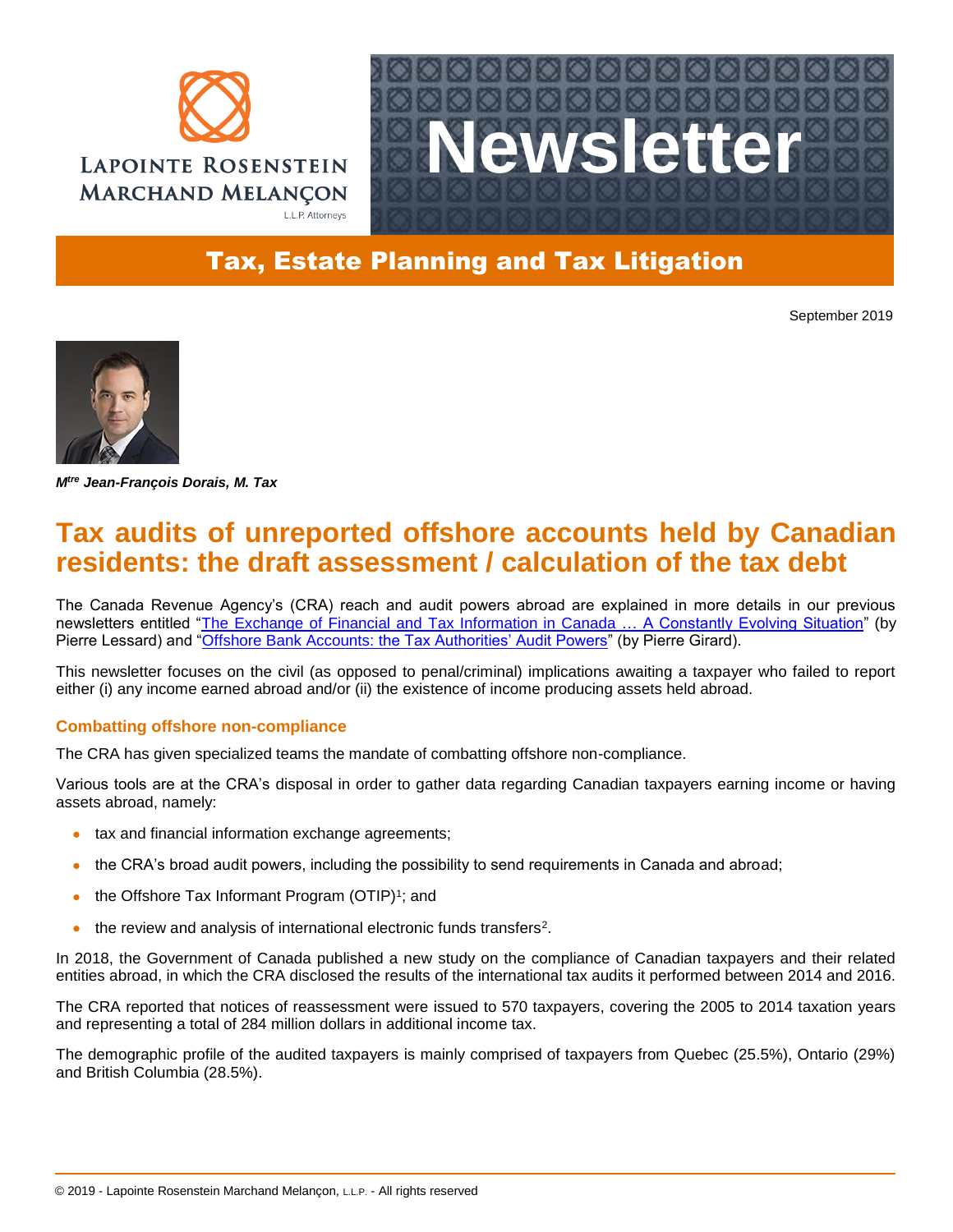Lapointe Rosenstein Marchand Melançon L.L.P. Attorneys

# Newsletter

## Tax, Estate Planning and Tax Litigation

September 2019

***Mtre Jean-François Dorais, M. Tax***

# Tax audits of unreported offshore accounts held by Canadian residents: the draft assessment / calculation of the tax debt

The Canada Revenue Agency's (CRA) reach and audit powers abroad are explained in more details in our previous newsletters entitled "The Exchange of Financial and Tax Information in Canada … A Constantly Evolving Situation" (by Pierre Lessard) and "Offshore Bank Accounts: the Tax Authorities' Audit Powers" (by Pierre Girard).

This newsletter focuses on the civil (as opposed to penal/criminal) implications awaiting a taxpayer who failed to report either (i) any income earned abroad and/or (ii) the existence of income producing assets held abroad.

### Combatting offshore non-compliance

The CRA has given specialized teams the mandate of combatting offshore non-compliance.

Various tools are at the CRA's disposal in order to gather data regarding Canadian taxpayers earning income or having assets abroad, namely:

- tax and financial information exchange agreements;
- the CRA's broad audit powers, including the possibility to send requirements in Canada and abroad;
- the Offshore Tax Informant Program (OTIP)[1]; and
- the review and analysis of international electronic funds transfers[2].

In 2018, the Government of Canada published a new study on the compliance of Canadian taxpayers and their related entities abroad, in which the CRA disclosed the results of the international tax audits it performed between 2014 and 2016.

The CRA reported that notices of reassessment were issued to 570 taxpayers, covering the 2005 to 2014 taxation years and representing a total of 284 million dollars in additional income tax.

The demographic profile of the audited taxpayers is mainly comprised of taxpayers from Quebec (25.5%), Ontario (29%) and British Columbia (28.5%).

© 2019 - Lapointe Rosenstein Marchand Melançon, L.L.P. - All rights reserved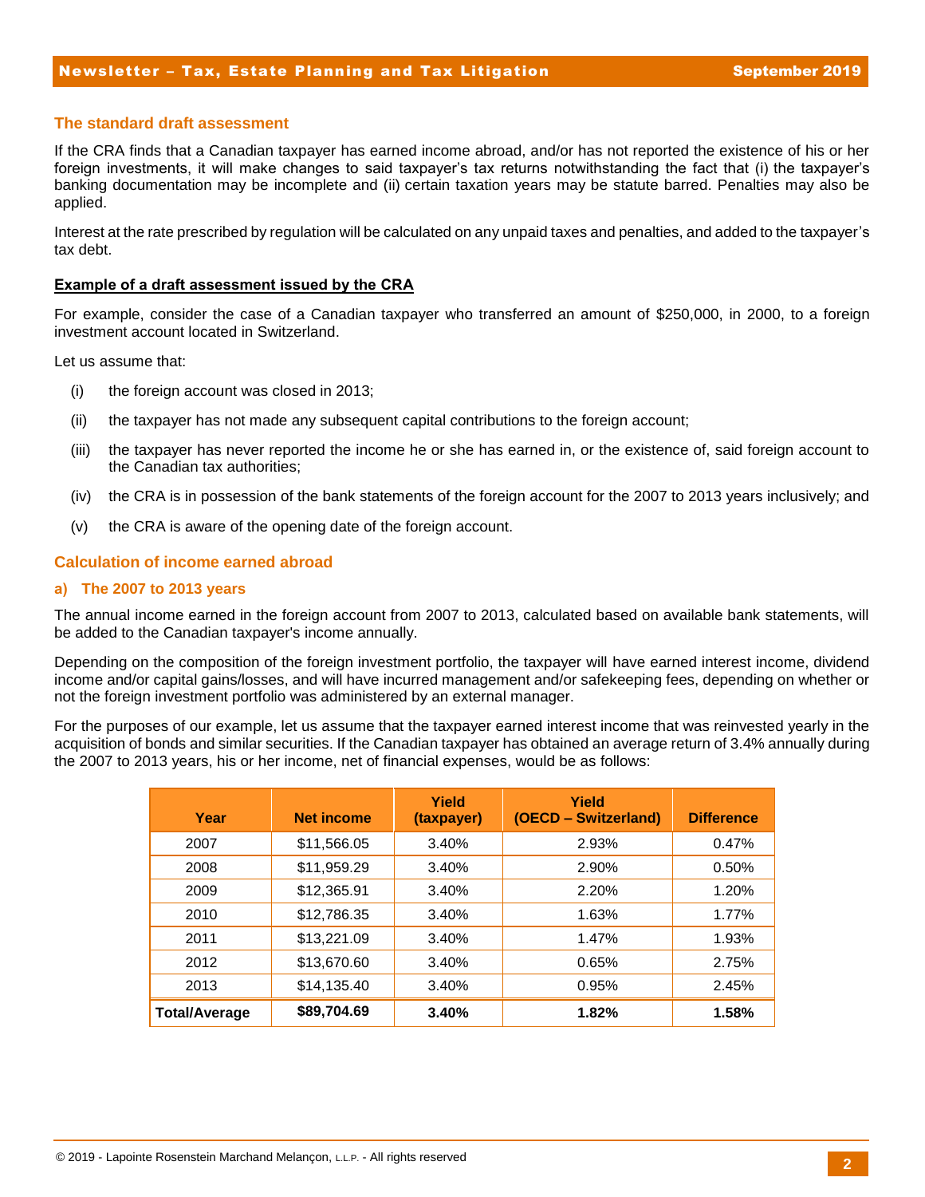## The standard draft assessment

If the CRA finds that a Canadian taxpayer has earned income abroad, and/or has not reported the existence of his or her foreign investments, it will make changes to said taxpayer's tax returns notwithstanding the fact that (i) the taxpayer's banking documentation may be incomplete and (ii) certain taxation years may be statute barred. Penalties may also be applied.

Interest at the rate prescribed by regulation will be calculated on any unpaid taxes and penalties, and added to the taxpayer's tax debt.

### Example of a draft assessment issued by the CRA

For example, consider the case of a Canadian taxpayer who transferred an amount of $250,000, in 2000, to a foreign investment account located in Switzerland.

Let us assume that:

(i) the foreign account was closed in 2013;

(ii) the taxpayer has not made any subsequent capital contributions to the foreign account;

(iii) the taxpayer has never reported the income he or she has earned in, or the existence of, said foreign account to the Canadian tax authorities;

(iv) the CRA is in possession of the bank statements of the foreign account for the 2007 to 2013 years inclusively; and

(v) the CRA is aware of the opening date of the foreign account.

## Calculation of income earned abroad

### a) The 2007 to 2013 years

The annual income earned in the foreign account from 2007 to 2013, calculated based on available bank statements, will be added to the Canadian taxpayer's income annually.

Depending on the composition of the foreign investment portfolio, the taxpayer will have earned interest income, dividend income and/or capital gains/losses, and will have incurred management and/or safekeeping fees, depending on whether or not the foreign investment portfolio was administered by an external manager.

For the purposes of our example, let us assume that the taxpayer earned interest income that was reinvested yearly in the acquisition of bonds and similar securities. If the Canadian taxpayer has obtained an average return of 3.4% annually during the 2007 to 2013 years, his or her income, net of financial expenses, would be as follows:

| Year | Net income | Yield (taxpayer) | Yield (OECD – Switzerland) | Difference |
|---|---|---|---|---|
| 2007 | $11,566.05 | 3.40% | 2.93% | 0.47% |
| 2008 | $11,959.29 | 3.40% | 2.90% | 0.50% |
| 2009 | $12,365.91 | 3.40% | 2.20% | 1.20% |
| 2010 | $12,786.35 | 3.40% | 1.63% | 1.77% |
| 2011 | $13,221.09 | 3.40% | 1.47% | 1.93% |
| 2012 | $13,670.60 | 3.40% | 0.65% | 2.75% |
| 2013 | $14,135.40 | 3.40% | 0.95% | 2.45% |
| **Total/Average** | **$89,704.69** | **3.40%** | **1.82%** | **1.58%** |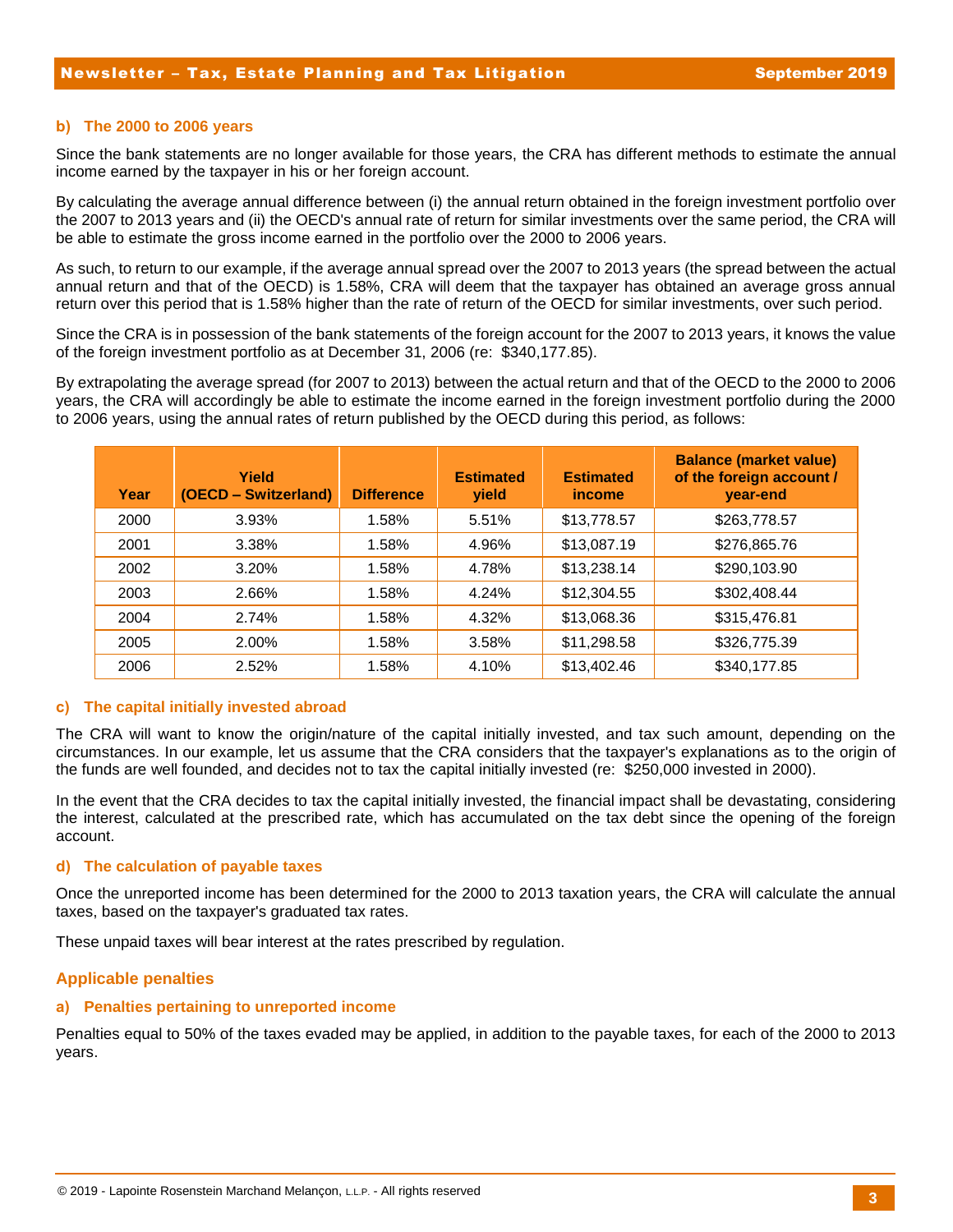### b) The 2000 to 2006 years

Since the bank statements are no longer available for those years, the CRA has different methods to estimate the annual income earned by the taxpayer in his or her foreign account.

By calculating the average annual difference between (i) the annual return obtained in the foreign investment portfolio over the 2007 to 2013 years and (ii) the OECD's annual rate of return for similar investments over the same period, the CRA will be able to estimate the gross income earned in the portfolio over the 2000 to 2006 years.

As such, to return to our example, if the average annual spread over the 2007 to 2013 years (the spread between the actual annual return and that of the OECD) is 1.58%, CRA will deem that the taxpayer has obtained an average gross annual return over this period that is 1.58% higher than the rate of return of the OECD for similar investments, over such period.

Since the CRA is in possession of the bank statements of the foreign account for the 2007 to 2013 years, it knows the value of the foreign investment portfolio as at December 31, 2006 (re: $340,177.85).

By extrapolating the average spread (for 2007 to 2013) between the actual return and that of the OECD to the 2000 to 2006 years, the CRA will accordingly be able to estimate the income earned in the foreign investment portfolio during the 2000 to 2006 years, using the annual rates of return published by the OECD during this period, as follows:

| Year | Yield (OECD – Switzerland) | Difference | Estimated yield | Estimated income | Balance (market value) of the foreign account / year-end |
|---|---|---|---|---|---|
| 2000 | 3.93% | 1.58% | 5.51% | $13,778.57 | $263,778.57 |
| 2001 | 3.38% | 1.58% | 4.96% | $13,087.19 | $276,865.76 |
| 2002 | 3.20% | 1.58% | 4.78% | $13,238.14 | $290,103.90 |
| 2003 | 2.66% | 1.58% | 4.24% | $12,304.55 | $302,408.44 |
| 2004 | 2.74% | 1.58% | 4.32% | $13,068.36 | $315,476.81 |
| 2005 | 2.00% | 1.58% | 3.58% | $11,298.58 | $326,775.39 |
| 2006 | 2.52% | 1.58% | 4.10% | $13,402.46 | $340,177.85 |

### c) The capital initially invested abroad

The CRA will want to know the origin/nature of the capital initially invested, and tax such amount, depending on the circumstances. In our example, let us assume that the CRA considers that the taxpayer's explanations as to the origin of the funds are well founded, and decides not to tax the capital initially invested (re: $250,000 invested in 2000).

In the event that the CRA decides to tax the capital initially invested, the financial impact shall be devastating, considering the interest, calculated at the prescribed rate, which has accumulated on the tax debt since the opening of the foreign account.

### d) The calculation of payable taxes

Once the unreported income has been determined for the 2000 to 2013 taxation years, the CRA will calculate the annual taxes, based on the taxpayer's graduated tax rates.

These unpaid taxes will bear interest at the rates prescribed by regulation.

## Applicable penalties

### a) Penalties pertaining to unreported income

Penalties equal to 50% of the taxes evaded may be applied, in addition to the payable taxes, for each of the 2000 to 2013 years.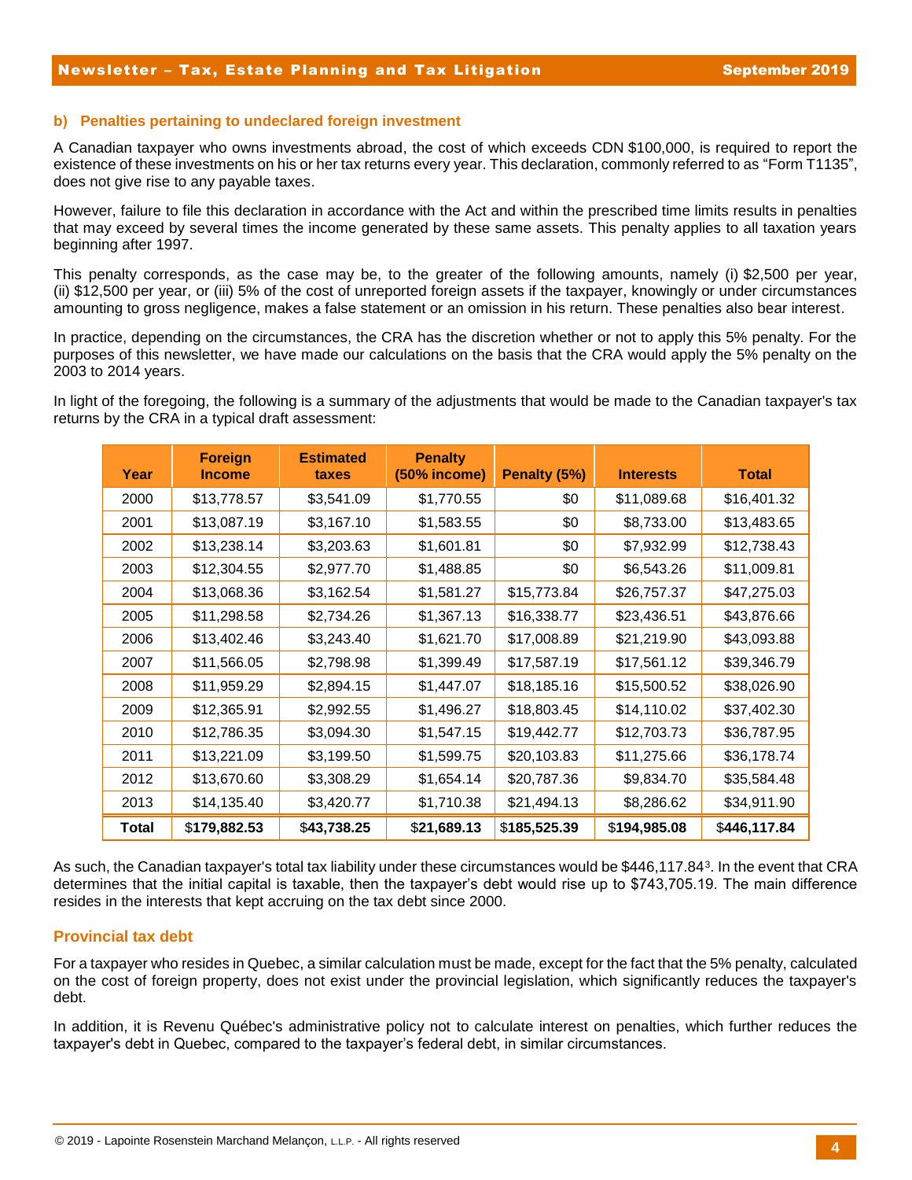### b) Penalties pertaining to undeclared foreign investment

A Canadian taxpayer who owns investments abroad, the cost of which exceeds CDN $100,000, is required to report the existence of these investments on his or her tax returns every year. This declaration, commonly referred to as "Form T1135", does not give rise to any payable taxes.

However, failure to file this declaration in accordance with the Act and within the prescribed time limits results in penalties that may exceed by several times the income generated by these same assets. This penalty applies to all taxation years beginning after 1997.

This penalty corresponds, as the case may be, to the greater of the following amounts, namely (i) $2,500 per year, (ii) $12,500 per year, or (iii) 5% of the cost of unreported foreign assets if the taxpayer, knowingly or under circumstances amounting to gross negligence, makes a false statement or an omission in his return. These penalties also bear interest.

In practice, depending on the circumstances, the CRA has the discretion whether or not to apply this 5% penalty. For the purposes of this newsletter, we have made our calculations on the basis that the CRA would apply the 5% penalty on the 2003 to 2014 years.

In light of the foregoing, the following is a summary of the adjustments that would be made to the Canadian taxpayer's tax returns by the CRA in a typical draft assessment:

| Year | Foreign Income | Estimated taxes | Penalty (50% income) | Penalty (5%) | Interests | Total |
|---|---|---|---|---|---|---|
| 2000 | $13,778.57 | $3,541.09 | $1,770.55 | $0 | $11,089.68 | $16,401.32 |
| 2001 | $13,087.19 | $3,167.10 | $1,583.55 | $0 | $8,733.00 | $13,483.65 |
| 2002 | $13,238.14 | $3,203.63 | $1,601.81 | $0 | $7,932.99 | $12,738.43 |
| 2003 | $12,304.55 | $2,977.70 | $1,488.85 | $0 | $6,543.26 | $11,009.81 |
| 2004 | $13,068.36 | $3,162.54 | $1,581.27 | $15,773.84 | $26,757.37 | $47,275.03 |
| 2005 | $11,298.58 | $2,734.26 | $1,367.13 | $16,338.77 | $23,436.51 | $43,876.66 |
| 2006 | $13,402.46 | $3,243.40 | $1,621.70 | $17,008.89 | $21,219.90 | $43,093.88 |
| 2007 | $11,566.05 | $2,798.98 | $1,399.49 | $17,587.19 | $17,561.12 | $39,346.79 |
| 2008 | $11,959.29 | $2,894.15 | $1,447.07 | $18,185.16 | $15,500.52 | $38,026.90 |
| 2009 | $12,365.91 | $2,992.55 | $1,496.27 | $18,803.45 | $14,110.02 | $37,402.30 |
| 2010 | $12,786.35 | $3,094.30 | $1,547.15 | $19,442.77 | $12,703.73 | $36,787.95 |
| 2011 | $13,221.09 | $3,199.50 | $1,599.75 | $20,103.83 | $11,275.66 | $36,178.74 |
| 2012 | $13,670.60 | $3,308.29 | $1,654.14 | $20,787.36 | $9,834.70 | $35,584.48 |
| 2013 | $14,135.40 | $3,420.77 | $1,710.38 | $21,494.13 | $8,286.62 | $34,911.90 |
| **Total** | $**179,882.53** | $**43,738.25** | $**21,689.13** | $**185,525.39** | $**194,985.08** | $**446,117.84** |

As such, the Canadian taxpayer's total tax liability under these circumstances would be $446,117.84[3]. In the event that CRA determines that the initial capital is taxable, then the taxpayer's debt would rise up to $743,705.19. The main difference resides in the interests that kept accruing on the tax debt since 2000.

### Provincial tax debt

For a taxpayer who resides in Quebec, a similar calculation must be made, except for the fact that the 5% penalty, calculated on the cost of foreign property, does not exist under the provincial legislation, which significantly reduces the taxpayer's debt.

In addition, it is Revenu Québec's administrative policy not to calculate interest on penalties, which further reduces the taxpayer's debt in Quebec, compared to the taxpayer's federal debt, in similar circumstances.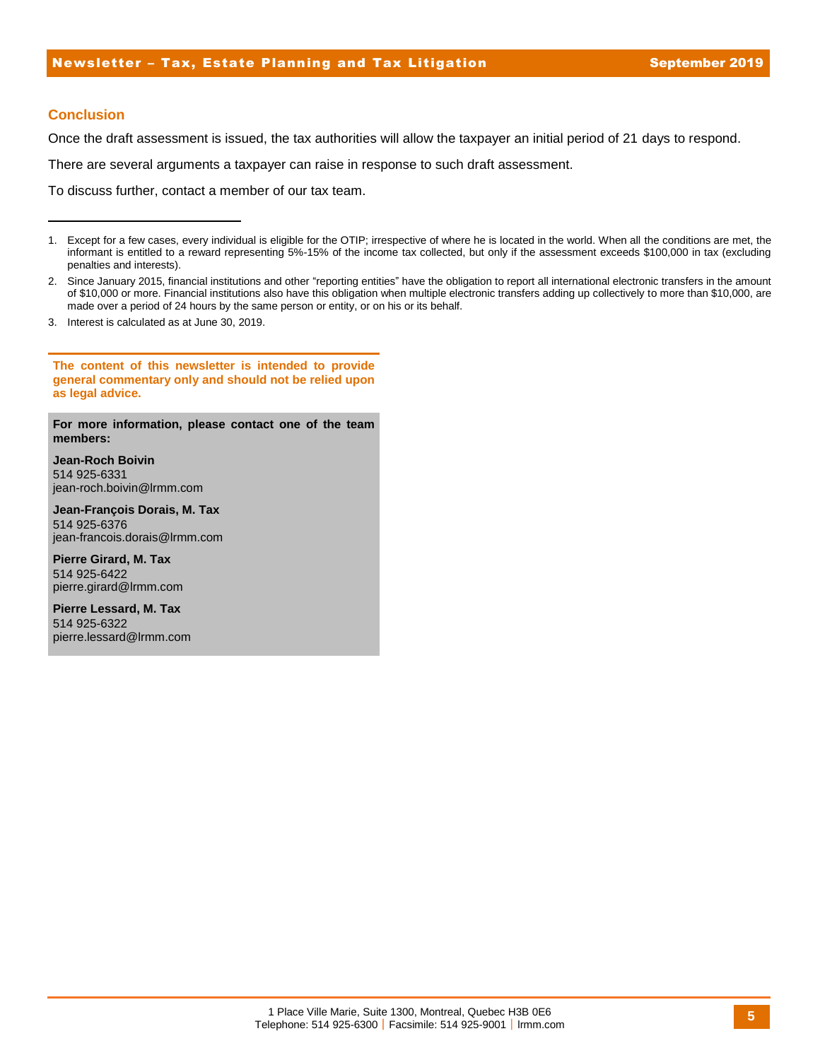## Conclusion

Once the draft assessment is issued, the tax authorities will allow the taxpayer an initial period of 21 days to respond.

There are several arguments a taxpayer can raise in response to such draft assessment.

To discuss further, contact a member of our tax team.

---

1. Except for a few cases, every individual is eligible for the OTIP; irrespective of where he is located in the world. When all the conditions are met, the informant is entitled to a reward representing 5%-15% of the income tax collected, but only if the assessment exceeds $100,000 in tax (excluding penalties and interests).
2. Since January 2015, financial institutions and other "reporting entities" have the obligation to report all international electronic transfers in the amount of $10,000 or more. Financial institutions also have this obligation when multiple electronic transfers adding up collectively to more than $10,000, are made over a period of 24 hours by the same person or entity, or on his or its behalf.
3. Interest is calculated as at June 30, 2019.

**The content of this newsletter is intended to provide general commentary only and should not be relied upon as legal advice.**

**For more information, please contact one of the team members:**

**Jean-Roch Boivin**
514 925-6331
jean-roch.boivin@lrmm.com

**Jean-François Dorais, M. Tax**
514 925-6376
jean-francois.dorais@lrmm.com

**Pierre Girard, M. Tax**
514 925-6422
pierre.girard@lrmm.com

**Pierre Lessard, M. Tax**
514 925-6322
pierre.lessard@lrmm.com

1 Place Ville Marie, Suite 1300, Montreal, Quebec H3B 0E6
Telephone: 514 925-6300 | Facsimile: 514 925-9001 | lrmm.com